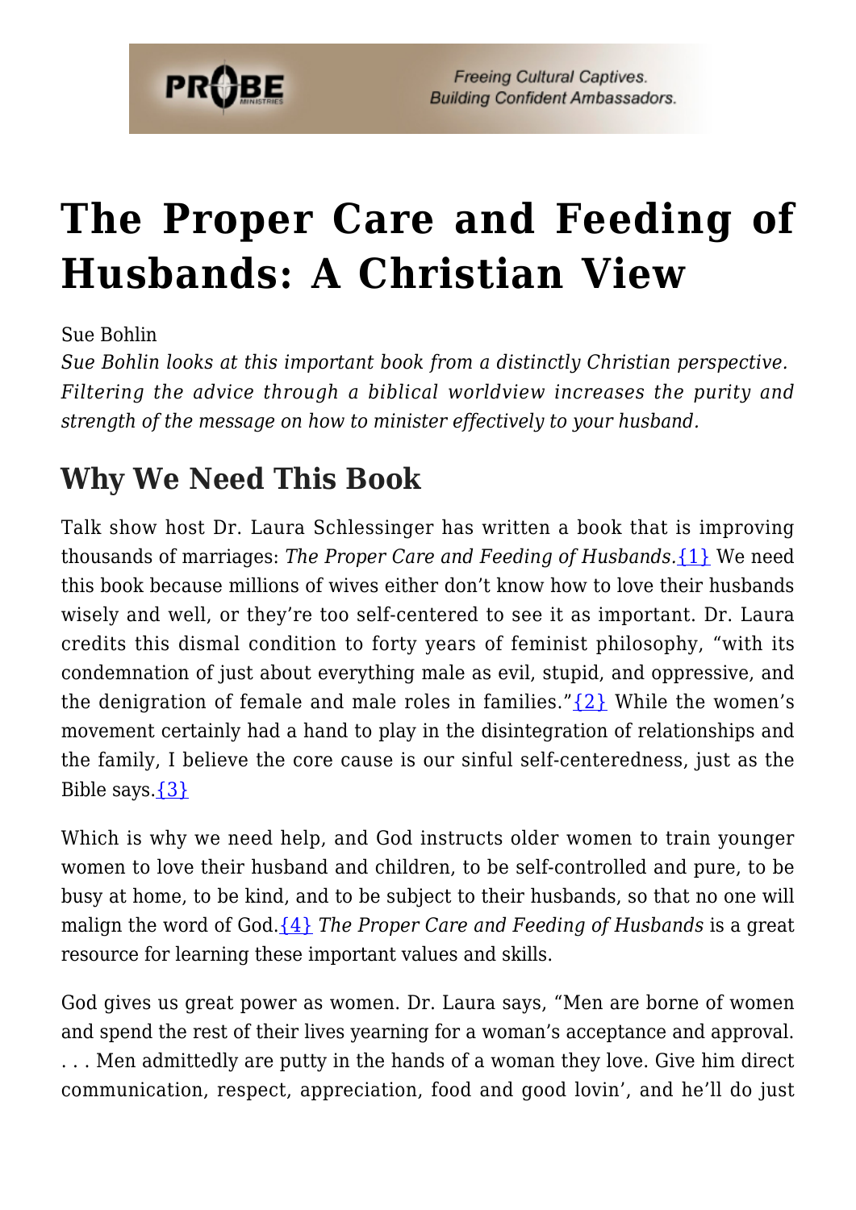# The Proper Care and Feeding of Husbands: A Christian View

Sue Bohlin

*Sue Bohlin looks at this important book from a distinctly Christian perspective. Filtering the advice through a biblical worldview increases the purity and strength of the message on how to minister effectively to your husband.*

## Why We Need This Book

Talk show host Dr. Laura Schlessinger has written a book that is improving thousands of marriages: *The Proper Care and Feeding of Husbands.*{1} We need this book because millions of wives either don't know how to love their husbands wisely and well, or they're too self-centered to see it as important. Dr. Laura credits this dismal condition to forty years of feminist philosophy, "with its condemnation of just about everything male as evil, stupid, and oppressive, and the denigration of female and male roles in families."{2} While the women's movement certainly had a hand to play in the disintegration of relationships and the family, I believe the core cause is our sinful self-centeredness, just as the Bible says.{3}

Which is why we need help, and God instructs older women to train younger women to love their husband and children, to be self-controlled and pure, to be busy at home, to be kind, and to be subject to their husbands, so that no one will malign the word of God.{4} *The Proper Care and Feeding of Husbands* is a great resource for learning these important values and skills.

God gives us great power as women. Dr. Laura says, "Men are borne of women and spend the rest of their lives yearning for a woman's acceptance and approval. . . . Men admittedly are putty in the hands of a woman they love. Give him direct communication, respect, appreciation, food and good lovin', and he'll do just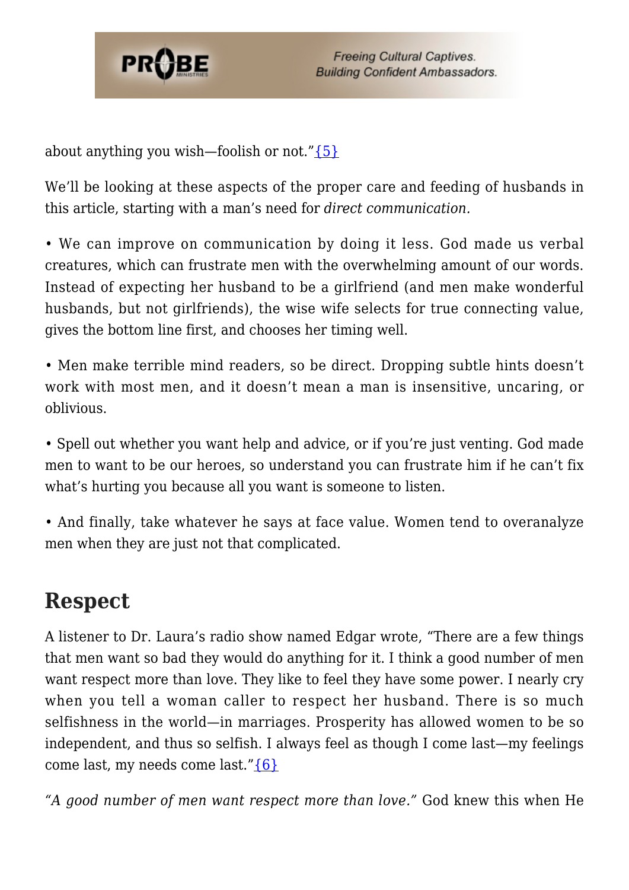about anything you wish—foolish or not."{5}

We'll be looking at these aspects of the proper care and feeding of husbands in this article, starting with a man's need for *direct communication.*

• We can improve on communication by doing it less. God made us verbal creatures, which can frustrate men with the overwhelming amount of our words. Instead of expecting her husband to be a girlfriend (and men make wonderful husbands, but not girlfriends), the wise wife selects for true connecting value, gives the bottom line first, and chooses her timing well.

• Men make terrible mind readers, so be direct. Dropping subtle hints doesn't work with most men, and it doesn't mean a man is insensitive, uncaring, or oblivious.

• Spell out whether you want help and advice, or if you're just venting. God made men to want to be our heroes, so understand you can frustrate him if he can't fix what's hurting you because all you want is someone to listen.

• And finally, take whatever he says at face value. Women tend to overanalyze men when they are just not that complicated.

## Respect

A listener to Dr. Laura's radio show named Edgar wrote, "There are a few things that men want so bad they would do anything for it. I think a good number of men want respect more than love. They like to feel they have some power. I nearly cry when you tell a woman caller to respect her husband. There is so much selfishness in the world—in marriages. Prosperity has allowed women to be so independent, and thus so selfish. I always feel as though I come last—my feelings come last, my needs come last."{6}

*"A good number of men want respect more than love."* God knew this when He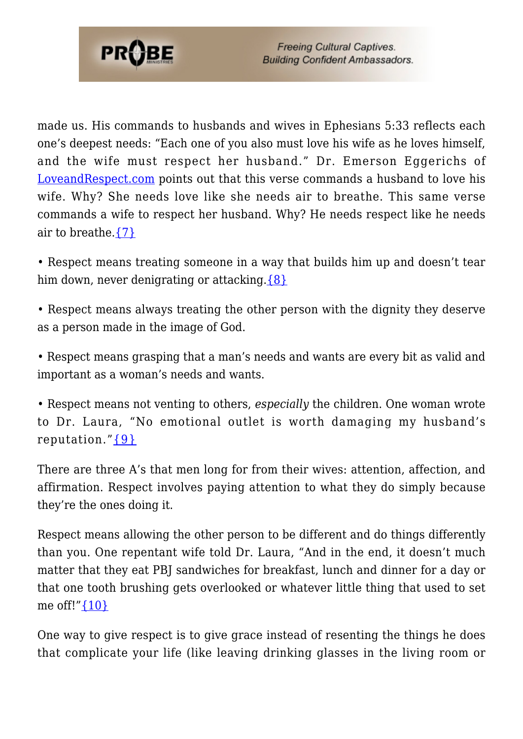made us. His commands to husbands and wives in Ephesians 5:33 reflects each one's deepest needs: "Each one of you also must love his wife as he loves himself, and the wife must respect her husband." Dr. Emerson Eggerichs of LoveandRespect.com points out that this verse commands a husband to love his wife. Why? She needs love like she needs air to breathe. This same verse commands a wife to respect her husband. Why? He needs respect like he needs air to breathe.{7}

• Respect means treating someone in a way that builds him up and doesn't tear him down, never denigrating or attacking.{8}

• Respect means always treating the other person with the dignity they deserve as a person made in the image of God.

• Respect means grasping that a man's needs and wants are every bit as valid and important as a woman's needs and wants.

• Respect means not venting to others, *especially* the children. One woman wrote to Dr. Laura, "No emotional outlet is worth damaging my husband's reputation."{9}

There are three A's that men long for from their wives: attention, affection, and affirmation. Respect involves paying attention to what they do simply because they're the ones doing it.

Respect means allowing the other person to be different and do things differently than you. One repentant wife told Dr. Laura, "And in the end, it doesn't much matter that they eat PBJ sandwiches for breakfast, lunch and dinner for a day or that one tooth brushing gets overlooked or whatever little thing that used to set me off!"{10}

One way to give respect is to give grace instead of resenting the things he does that complicate your life (like leaving drinking glasses in the living room or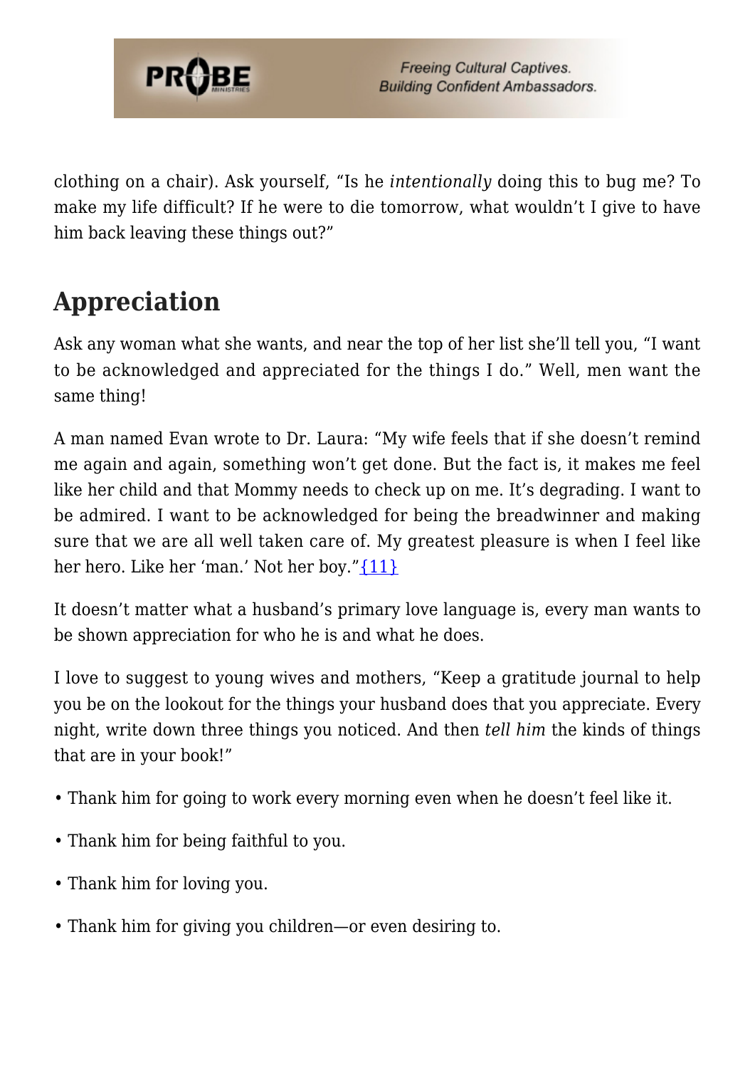clothing on a chair). Ask yourself, "Is he *intentionally* doing this to bug me? To make my life difficult? If he were to die tomorrow, what wouldn't I give to have him back leaving these things out?"

## Appreciation

Ask any woman what she wants, and near the top of her list she'll tell you, "I want to be acknowledged and appreciated for the things I do." Well, men want the same thing!

A man named Evan wrote to Dr. Laura: "My wife feels that if she doesn't remind me again and again, something won't get done. But the fact is, it makes me feel like her child and that Mommy needs to check up on me. It's degrading. I want to be admired. I want to be acknowledged for being the breadwinner and making sure that we are all well taken care of. My greatest pleasure is when I feel like her hero. Like her 'man.' Not her boy."{11}

It doesn't matter what a husband's primary love language is, every man wants to be shown appreciation for who he is and what he does.

I love to suggest to young wives and mothers, "Keep a gratitude journal to help you be on the lookout for the things your husband does that you appreciate. Every night, write down three things you noticed. And then *tell him* the kinds of things that are in your book!"

- Thank him for going to work every morning even when he doesn't feel like it.
- Thank him for being faithful to you.
- Thank him for loving you.
- Thank him for giving you children—or even desiring to.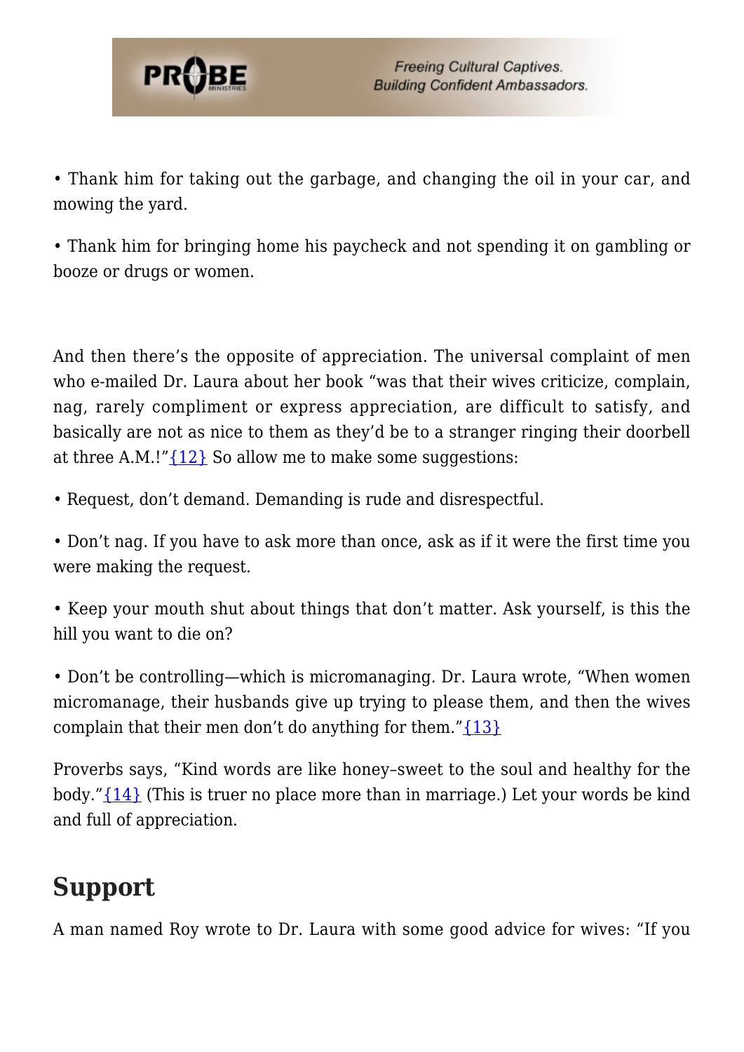• Thank him for taking out the garbage, and changing the oil in your car, and mowing the yard.

• Thank him for bringing home his paycheck and not spending it on gambling or booze or drugs or women.

And then there's the opposite of appreciation. The universal complaint of men who e-mailed Dr. Laura about her book "was that their wives criticize, complain, nag, rarely compliment or express appreciation, are difficult to satisfy, and basically are not as nice to them as they'd be to a stranger ringing their doorbell at three A.M.!"{12} So allow me to make some suggestions:

• Request, don't demand. Demanding is rude and disrespectful.

• Don't nag. If you have to ask more than once, ask as if it were the first time you were making the request.

• Keep your mouth shut about things that don't matter. Ask yourself, is this the hill you want to die on?

• Don't be controlling—which is micromanaging. Dr. Laura wrote, "When women micromanage, their husbands give up trying to please them, and then the wives complain that their men don't do anything for them."{13}

Proverbs says, "Kind words are like honey–sweet to the soul and healthy for the body."{14} (This is truer no place more than in marriage.) Let your words be kind and full of appreciation.

## Support

A man named Roy wrote to Dr. Laura with some good advice for wives: "If you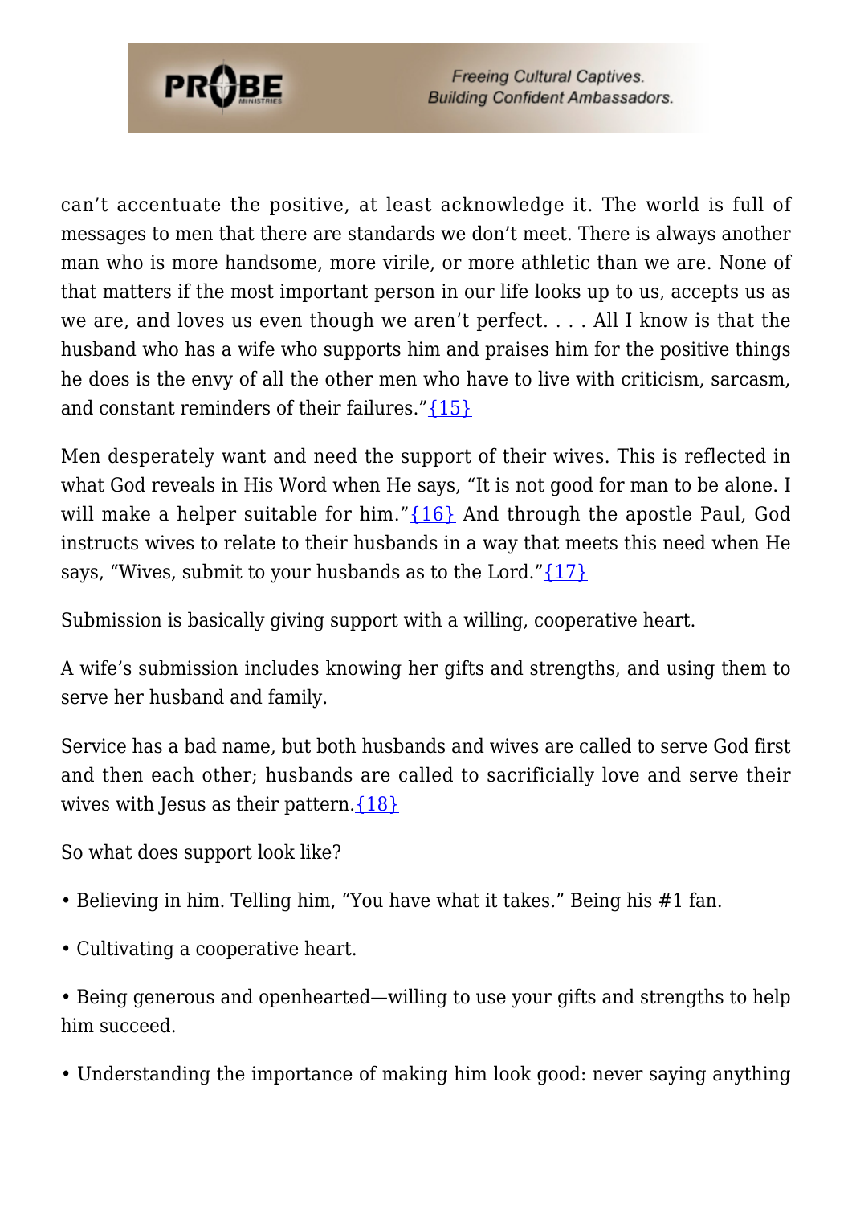can't accentuate the positive, at least acknowledge it. The world is full of messages to men that there are standards we don't meet. There is always another man who is more handsome, more virile, or more athletic than we are. None of that matters if the most important person in our life looks up to us, accepts us as we are, and loves us even though we aren't perfect. . . . All I know is that the husband who has a wife who supports him and praises him for the positive things he does is the envy of all the other men who have to live with criticism, sarcasm, and constant reminders of their failures."{15}

Men desperately want and need the support of their wives. This is reflected in what God reveals in His Word when He says, "It is not good for man to be alone. I will make a helper suitable for him."{16} And through the apostle Paul, God instructs wives to relate to their husbands in a way that meets this need when He says, "Wives, submit to your husbands as to the Lord."{17}

Submission is basically giving support with a willing, cooperative heart.

A wife's submission includes knowing her gifts and strengths, and using them to serve her husband and family.

Service has a bad name, but both husbands and wives are called to serve God first and then each other; husbands are called to sacrificially love and serve their wives with Jesus as their pattern.{18}

So what does support look like?

- Believing in him. Telling him, "You have what it takes." Being his #1 fan.
- Cultivating a cooperative heart.
- Being generous and openhearted—willing to use your gifts and strengths to help him succeed.
- Understanding the importance of making him look good: never saying anything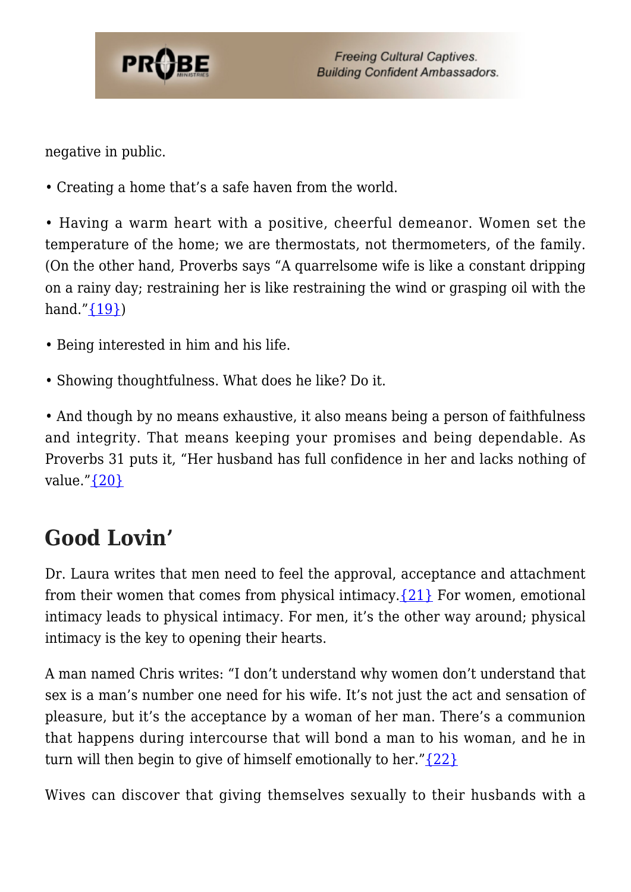negative in public.

• Creating a home that's a safe haven from the world.

• Having a warm heart with a positive, cheerful demeanor. Women set the temperature of the home; we are thermostats, not thermometers, of the family. (On the other hand, Proverbs says "A quarrelsome wife is like a constant dripping on a rainy day; restraining her is like restraining the wind or grasping oil with the hand."{19})

• Being interested in him and his life.

• Showing thoughtfulness. What does he like? Do it.

• And though by no means exhaustive, it also means being a person of faithfulness and integrity. That means keeping your promises and being dependable. As Proverbs 31 puts it, "Her husband has full confidence in her and lacks nothing of value."{20}

## Good Lovin'

Dr. Laura writes that men need to feel the approval, acceptance and attachment from their women that comes from physical intimacy.{21} For women, emotional intimacy leads to physical intimacy. For men, it's the other way around; physical intimacy is the key to opening their hearts.

A man named Chris writes: "I don't understand why women don't understand that sex is a man's number one need for his wife. It's not just the act and sensation of pleasure, but it's the acceptance by a woman of her man. There's a communion that happens during intercourse that will bond a man to his woman, and he in turn will then begin to give of himself emotionally to her."{22}

Wives can discover that giving themselves sexually to their husbands with a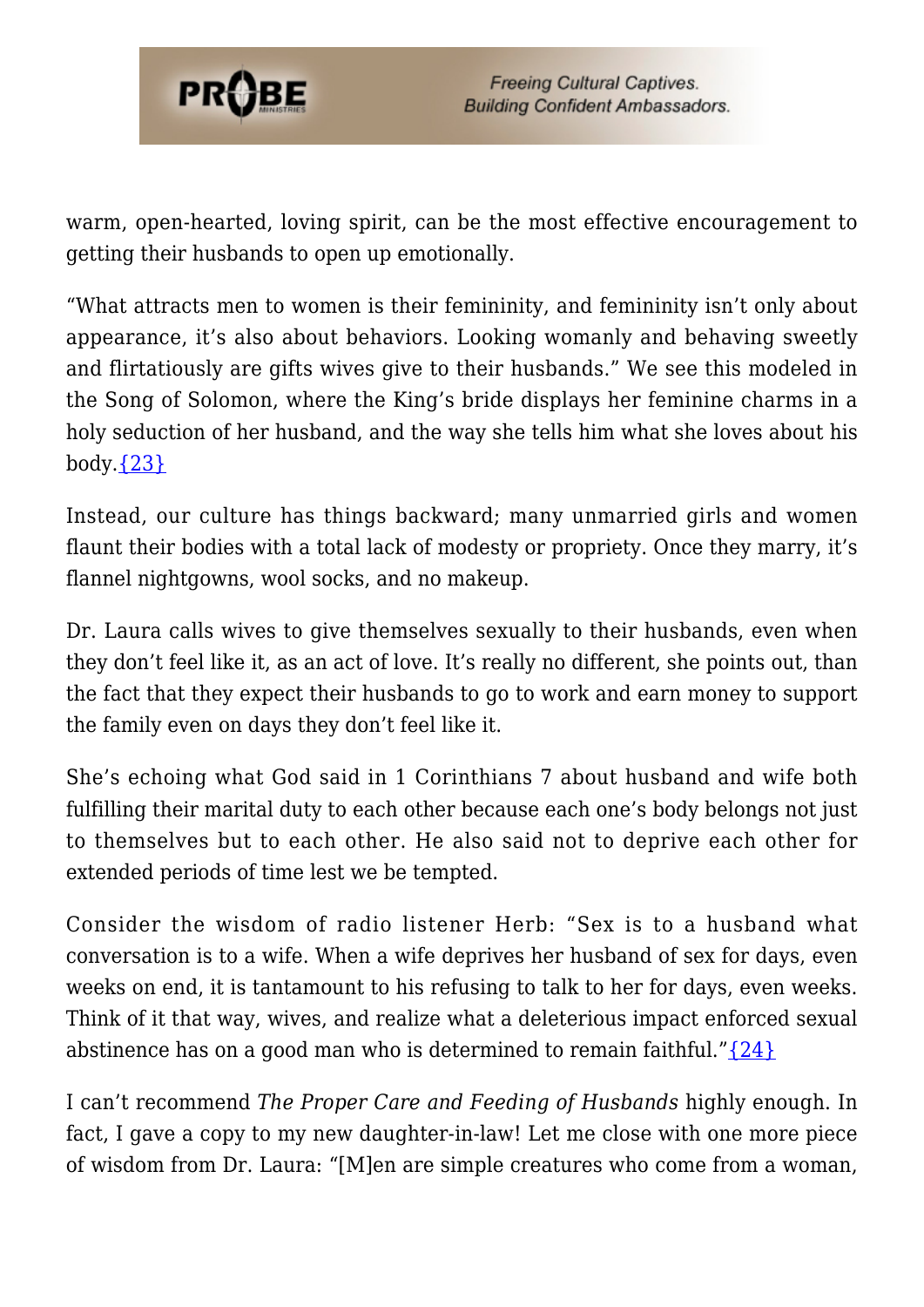warm, open-hearted, loving spirit, can be the most effective encouragement to getting their husbands to open up emotionally.

"What attracts men to women is their femininity, and femininity isn't only about appearance, it's also about behaviors. Looking womanly and behaving sweetly and flirtatiously are gifts wives give to their husbands." We see this modeled in the Song of Solomon, where the King's bride displays her feminine charms in a holy seduction of her husband, and the way she tells him what she loves about his body.{23}

Instead, our culture has things backward; many unmarried girls and women flaunt their bodies with a total lack of modesty or propriety. Once they marry, it's flannel nightgowns, wool socks, and no makeup.

Dr. Laura calls wives to give themselves sexually to their husbands, even when they don't feel like it, as an act of love. It's really no different, she points out, than the fact that they expect their husbands to go to work and earn money to support the family even on days they don't feel like it.

She's echoing what God said in 1 Corinthians 7 about husband and wife both fulfilling their marital duty to each other because each one's body belongs not just to themselves but to each other. He also said not to deprive each other for extended periods of time lest we be tempted.

Consider the wisdom of radio listener Herb: "Sex is to a husband what conversation is to a wife. When a wife deprives her husband of sex for days, even weeks on end, it is tantamount to his refusing to talk to her for days, even weeks. Think of it that way, wives, and realize what a deleterious impact enforced sexual abstinence has on a good man who is determined to remain faithful."{24}

I can't recommend *The Proper Care and Feeding of Husbands* highly enough. In fact, I gave a copy to my new daughter-in-law! Let me close with one more piece of wisdom from Dr. Laura: "[M]en are simple creatures who come from a woman,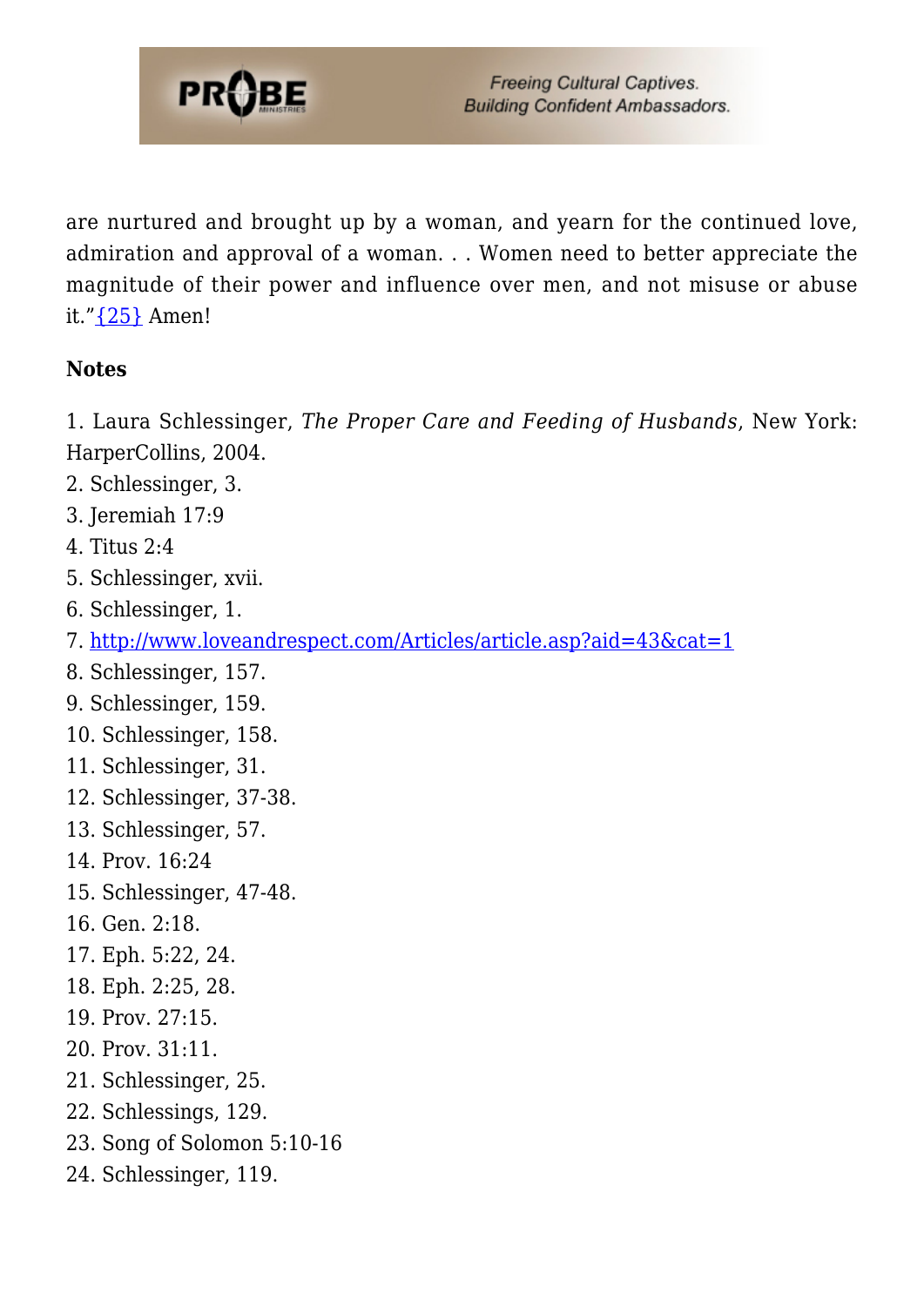are nurtured and brought up by a woman, and yearn for the continued love, admiration and approval of a woman. . . Women need to better appreciate the magnitude of their power and influence over men, and not misuse or abuse it."{25} Amen!

**Notes**

1. Laura Schlessinger, *The Proper Care and Feeding of Husbands*, New York: HarperCollins, 2004.
2. Schlessinger, 3.
3. Jeremiah 17:9
4. Titus 2:4
5. Schlessinger, xvii.
6. Schlessinger, 1.
7. http://www.loveandrespect.com/Articles/article.asp?aid=43&cat=1
8. Schlessinger, 157.
9. Schlessinger, 159.
10. Schlessinger, 158.
11. Schlessinger, 31.
12. Schlessinger, 37-38.
13. Schlessinger, 57.
14. Prov. 16:24
15. Schlessinger, 47-48.
16. Gen. 2:18.
17. Eph. 5:22, 24.
18. Eph. 2:25, 28.
19. Prov. 27:15.
20. Prov. 31:11.
21. Schlessinger, 25.
22. Schlessings, 129.
23. Song of Solomon 5:10-16
24. Schlessinger, 119.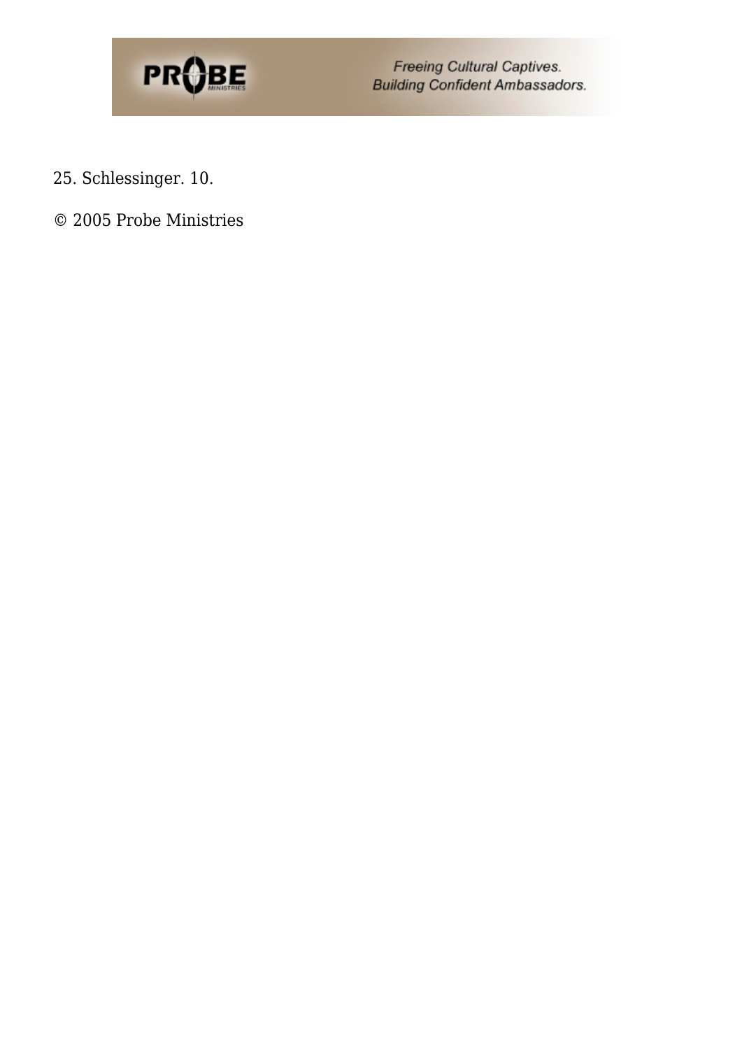25. Schlessinger. 10.

© 2005 Probe Ministries